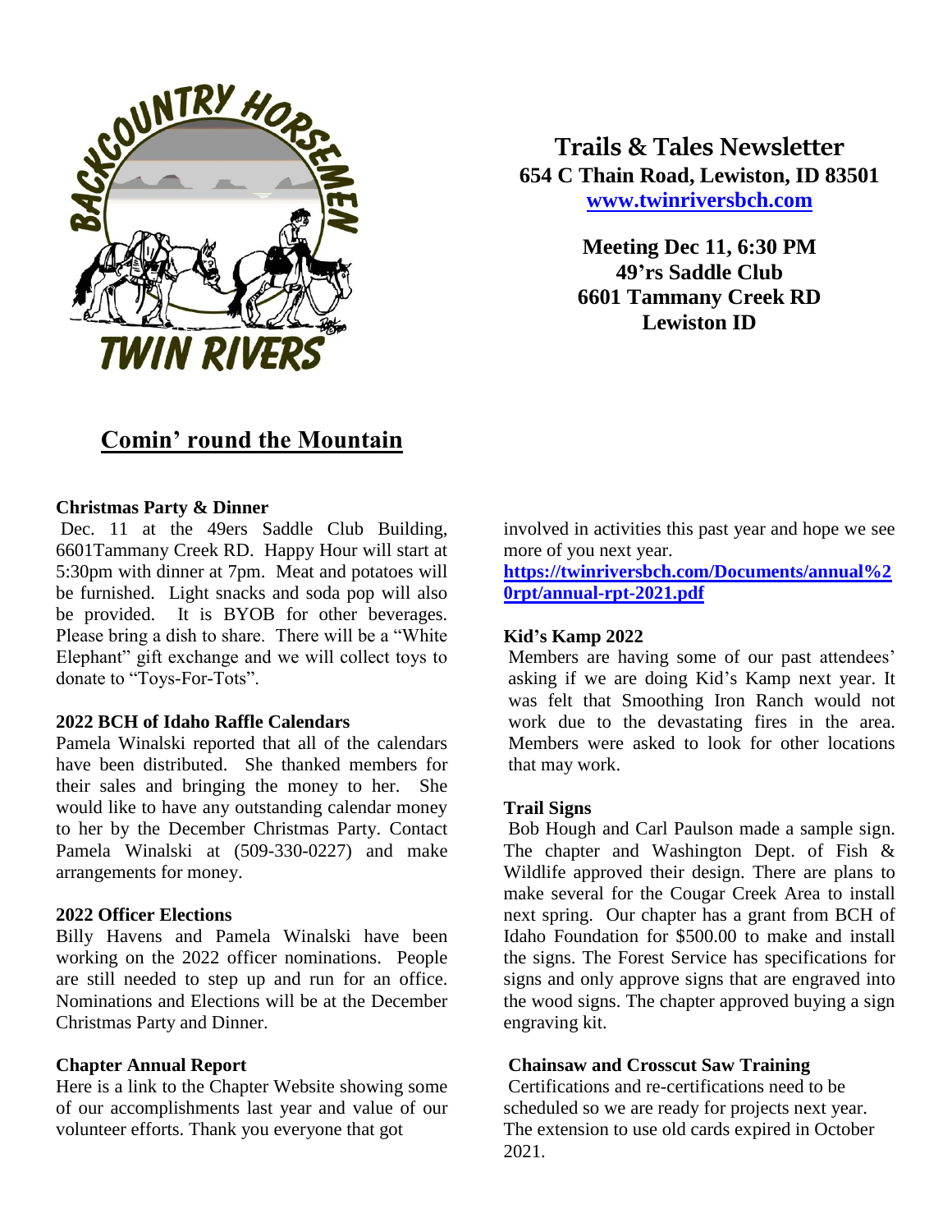# Trails & Tales Newsletter

**654 C Thain Road, Lewiston, ID 83501**

**[www.twinriversbch.com](http://www.twinriversbch.com)**

**Meeting Dec 11, 6:30 PM**
**49'rs Saddle Club**
**6601 Tammany Creek RD**
**Lewiston ID**

## Comin' round the Mountain

### Christmas Party & Dinner

Dec. 11 at the 49ers Saddle Club Building, 6601Tammany Creek RD. Happy Hour will start at 5:30pm with dinner at 7pm. Meat and potatoes will be furnished. Light snacks and soda pop will also be provided. It is BYOB for other beverages. Please bring a dish to share. There will be a "White Elephant" gift exchange and we will collect toys to donate to "Toys-For-Tots".

### 2022 BCH of Idaho Raffle Calendars

Pamela Winalski reported that all of the calendars have been distributed. She thanked members for their sales and bringing the money to her. She would like to have any outstanding calendar money to her by the December Christmas Party. Contact Pamela Winalski at (509-330-0227) and make arrangements for money.

### 2022 Officer Elections

Billy Havens and Pamela Winalski have been working on the 2022 officer nominations. People are still needed to step up and run for an office. Nominations and Elections will be at the December Christmas Party and Dinner.

### Chapter Annual Report

Here is a link to the Chapter Website showing some of our accomplishments last year and value of our volunteer efforts. Thank you everyone that got involved in activities this past year and hope we see more of you next year.

**[https://twinriversbch.com/Documents/annual%20rpt/annual-rpt-2021.pdf](https://twinriversbch.com/Documents/annual%20rpt/annual-rpt-2021.pdf)**

### Kid's Kamp 2022

Members are having some of our past attendees' asking if we are doing Kid's Kamp next year. It was felt that Smoothing Iron Ranch would not work due to the devastating fires in the area. Members were asked to look for other locations that may work.

### Trail Signs

Bob Hough and Carl Paulson made a sample sign. The chapter and Washington Dept. of Fish & Wildlife approved their design. There are plans to make several for the Cougar Creek Area to install next spring. Our chapter has a grant from BCH of Idaho Foundation for $500.00 to make and install the signs. The Forest Service has specifications for signs and only approve signs that are engraved into the wood signs. The chapter approved buying a sign engraving kit.

### Chainsaw and Crosscut Saw Training

Certifications and re-certifications need to be scheduled so we are ready for projects next year. The extension to use old cards expired in October 2021.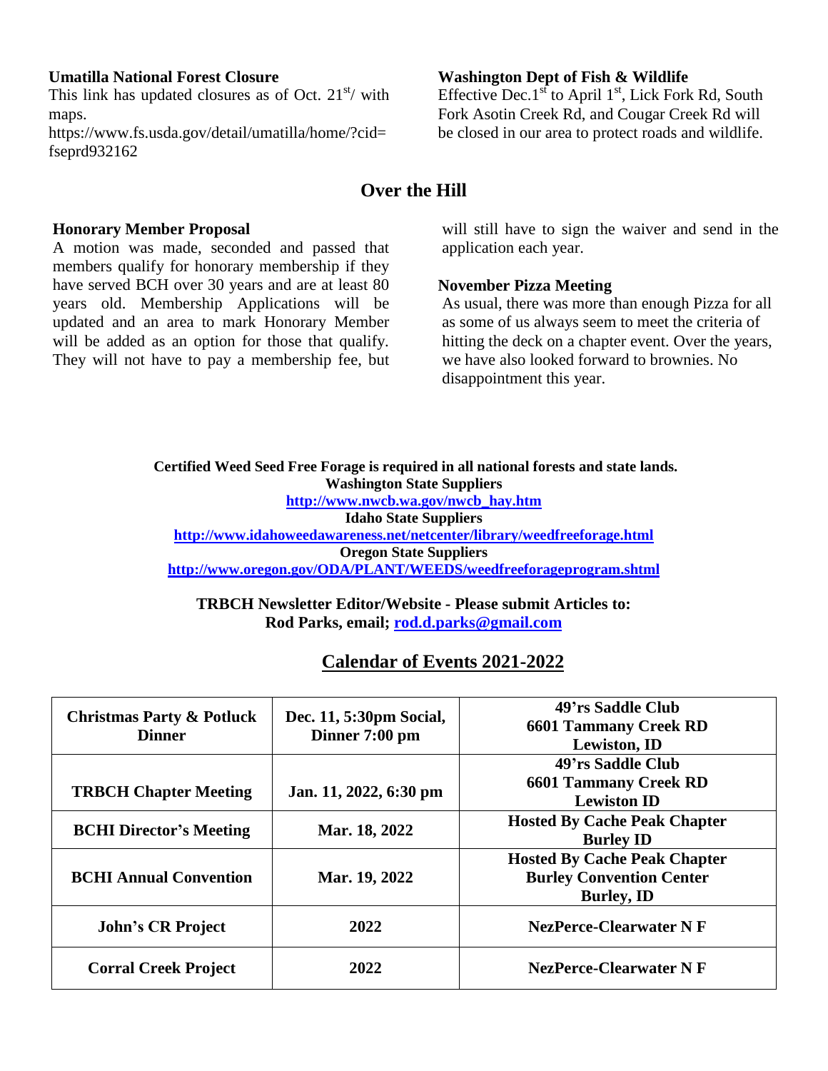**Umatilla National Forest Closure**

This link has updated closures as of Oct. 21st/ with maps.
https://www.fs.usda.gov/detail/umatilla/home/?cid=fseprd932162

**Washington Dept of Fish & Wildlife**

Effective Dec.1st to April 1st, Lick Fork Rd, South Fork Asotin Creek Rd, and Cougar Creek Rd will be closed in our area to protect roads and wildlife.

## Over the Hill

**Honorary Member Proposal**

A motion was made, seconded and passed that members qualify for honorary membership if they have served BCH over 30 years and are at least 80 years old. Membership Applications will be updated and an area to mark Honorary Member will be added as an option for those that qualify. They will not have to pay a membership fee, but will still have to sign the waiver and send in the application each year.

**November Pizza Meeting**

As usual, there was more than enough Pizza for all as some of us always seem to meet the criteria of hitting the deck on a chapter event. Over the years, we have also looked forward to brownies. No disappointment this year.

**Certified Weed Seed Free Forage is required in all national forests and state lands.**
**Washington State Suppliers**
http://www.nwcb.wa.gov/nwcb_hay.htm
**Idaho State Suppliers**
http://www.idahoweedawareness.net/netcenter/library/weedfreeforage.html
**Oregon State Suppliers**
http://www.oregon.gov/ODA/PLANT/WEEDS/weedfreeforageprogram.shtml

**TRBCH Newsletter Editor/Website - Please submit Articles to:**
**Rod Parks, email; rod.d.parks@gmail.com**

## Calendar of Events 2021-2022

| | | |
|---|---|---|
| **Christmas Party & Potluck Dinner** | **Dec. 11, 5:30pm Social, Dinner 7:00 pm** | **49'rs Saddle Club 6601 Tammany Creek RD Lewiston, ID** |
| **TRBCH Chapter Meeting** | **Jan. 11, 2022, 6:30 pm** | **49'rs Saddle Club 6601 Tammany Creek RD Lewiston ID** |
| **BCHI Director's Meeting** | **Mar. 18, 2022** | **Hosted By Cache Peak Chapter Burley ID** |
| **BCHI Annual Convention** | **Mar. 19, 2022** | **Hosted By Cache Peak Chapter Burley Convention Center Burley, ID** |
| **John's CR Project** | **2022** | **NezPerce-Clearwater N F** |
| **Corral Creek Project** | **2022** | **NezPerce-Clearwater N F** |